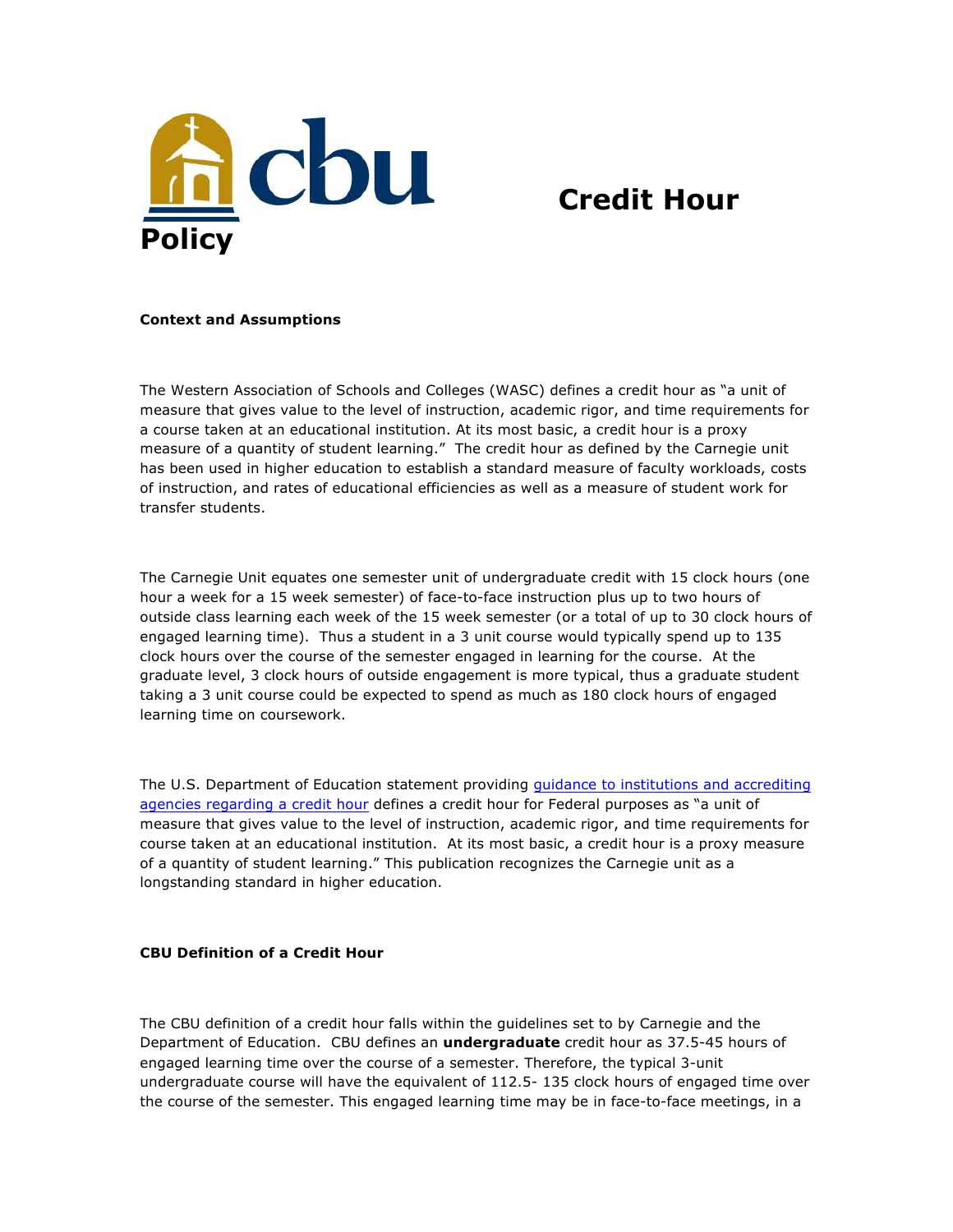# Credit Hour Policy

## Context and Assumptions

The Western Association of Schools and Colleges (WASC) defines a credit hour as "a unit of measure that gives value to the level of instruction, academic rigor, and time requirements for a course taken at an educational institution. At its most basic, a credit hour is a proxy measure of a quantity of student learning." The credit hour as defined by the Carnegie unit has been used in higher education to establish a standard measure of faculty workloads, costs of instruction, and rates of educational efficiencies as well as a measure of student work for transfer students.

The Carnegie Unit equates one semester unit of undergraduate credit with 15 clock hours (one hour a week for a 15 week semester) of face-to-face instruction plus up to two hours of outside class learning each week of the 15 week semester (or a total of up to 30 clock hours of engaged learning time). Thus a student in a 3 unit course would typically spend up to 135 clock hours over the course of the semester engaged in learning for the course. At the graduate level, 3 clock hours of outside engagement is more typical, thus a graduate student taking a 3 unit course could be expected to spend as much as 180 clock hours of engaged learning time on coursework.

The U.S. Department of Education statement providing [guidance to institutions and accrediting agencies regarding a credit hour](guidance to institutions and accrediting agencies regarding a credit hour) defines a credit hour for Federal purposes as "a unit of measure that gives value to the level of instruction, academic rigor, and time requirements for course taken at an educational institution. At its most basic, a credit hour is a proxy measure of a quantity of student learning." This publication recognizes the Carnegie unit as a longstanding standard in higher education.

## CBU Definition of a Credit Hour

The CBU definition of a credit hour falls within the guidelines set to by Carnegie and the Department of Education. CBU defines an **undergraduate** credit hour as 37.5-45 hours of engaged learning time over the course of a semester. Therefore, the typical 3-unit undergraduate course will have the equivalent of 112.5- 135 clock hours of engaged time over the course of the semester. This engaged learning time may be in face-to-face meetings, in a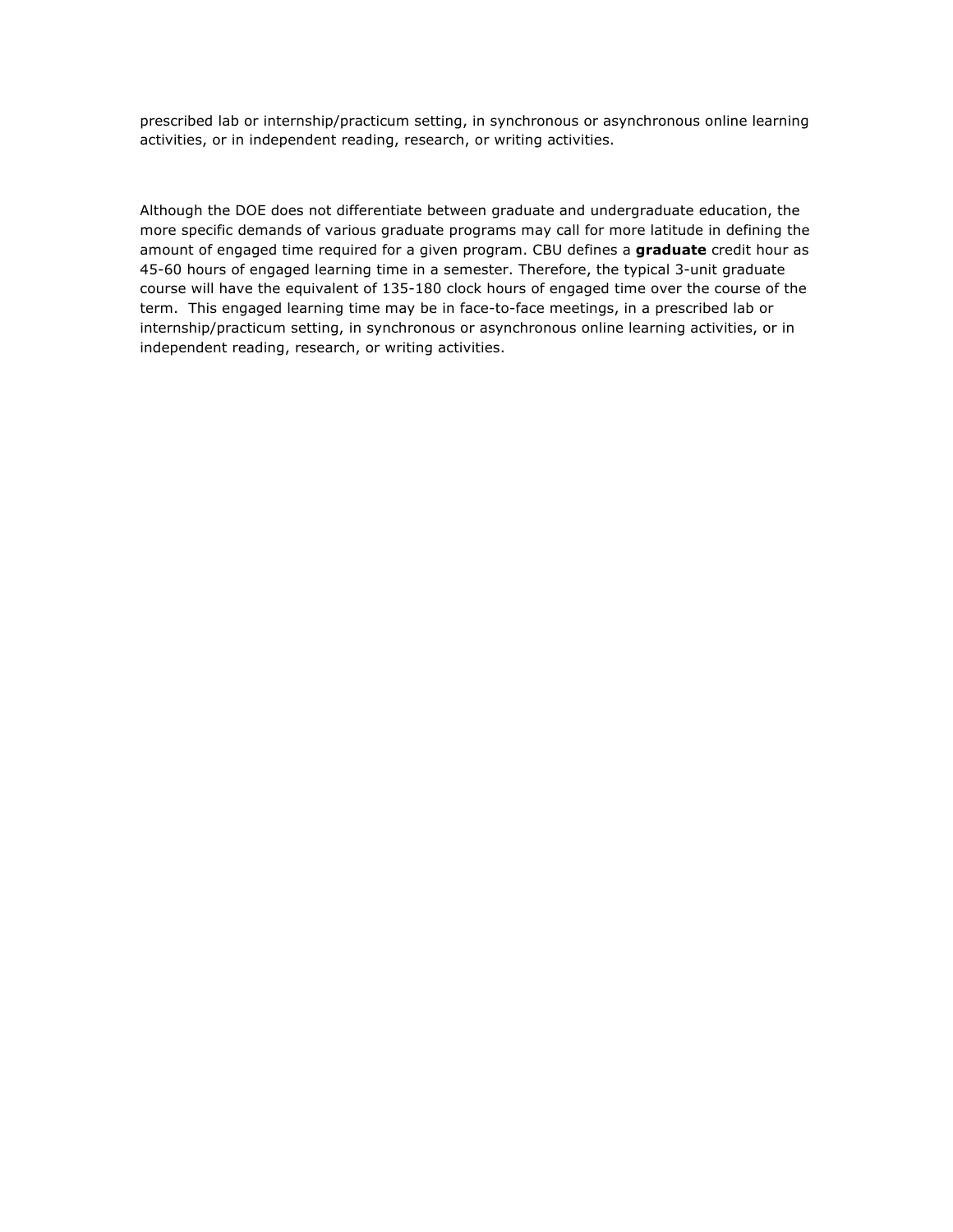prescribed lab or internship/practicum setting, in synchronous or asynchronous online learning activities, or in independent reading, research, or writing activities.

Although the DOE does not differentiate between graduate and undergraduate education, the more specific demands of various graduate programs may call for more latitude in defining the amount of engaged time required for a given program. CBU defines a **graduate** credit hour as 45-60 hours of engaged learning time in a semester. Therefore, the typical 3-unit graduate course will have the equivalent of 135-180 clock hours of engaged time over the course of the term. This engaged learning time may be in face-to-face meetings, in a prescribed lab or internship/practicum setting, in synchronous or asynchronous online learning activities, or in independent reading, research, or writing activities.